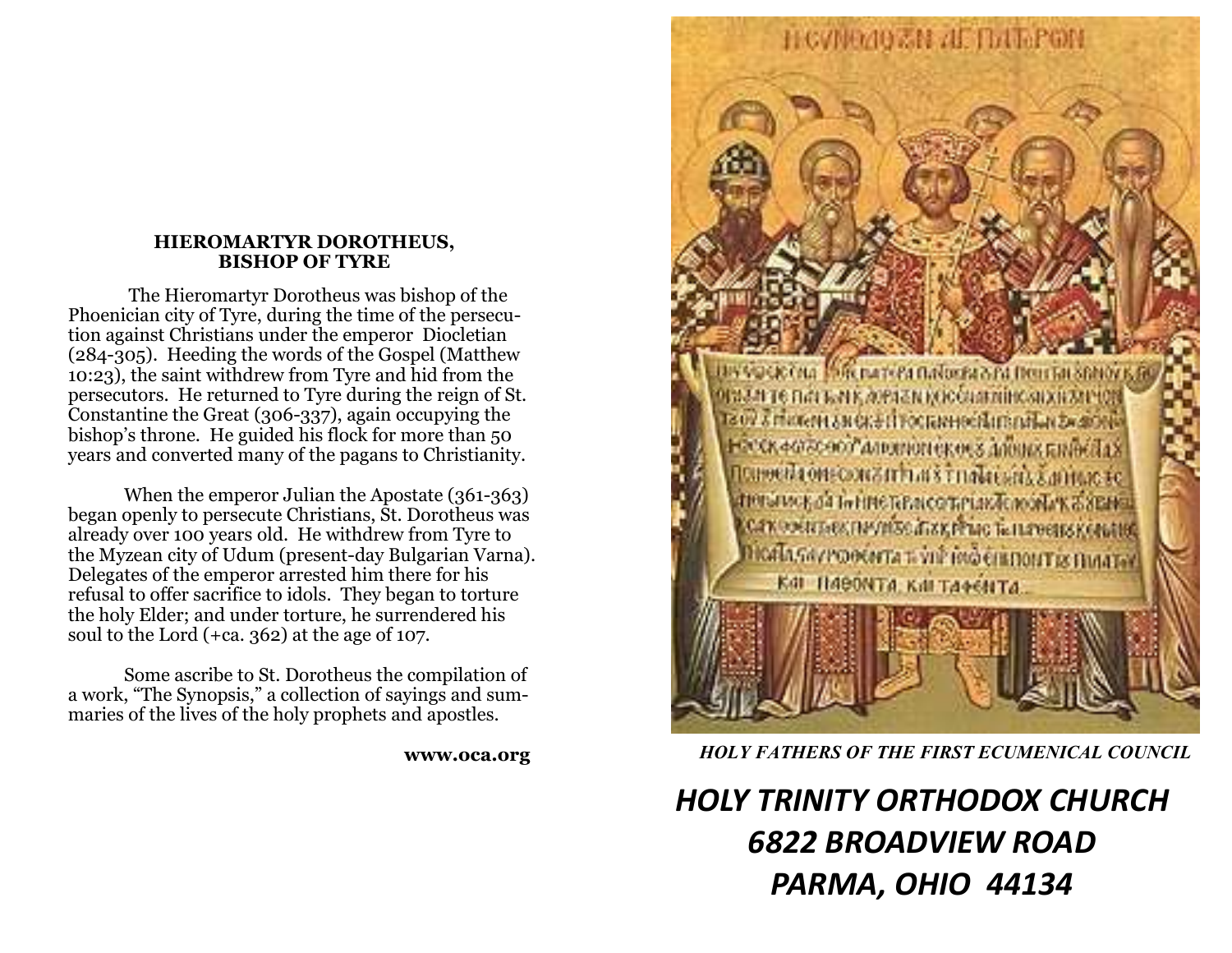## HIEROMARTYR DOROTHEUS, BISHOP OF TYRE

The Hieromartyr Dorotheus was bishop of the Phoenician city of Tyre, during the time of the persecution against Christians under the emperor Diocletian (284-305). Heeding the words of the Gospel (Matthew 10:23), the saint withdrew from Tyre and hid from the persecutors. He returned to Tyre during the reign of St. Constantine the Great (306-337), again occupying the bishop's throne. He guided his flock for more than 50 years and converted many of the pagans to Christianity.

When the emperor Julian the Apostate (361-363) began openly to persecute Christians, St. Dorotheus was already over 100 years old. He withdrew from Tyre to the Myzean city of Udum (present-day Bulgarian Varna). Delegates of the emperor arrested him there for his refusal to offer sacrifice to idols. They began to torture the holy Elder; and under torture, he surrendered his soul to the Lord (+ca. 362) at the age of 107.

Some ascribe to St. Dorotheus the compilation of a work, "The Synopsis," a collection of sayings and summaries of the lives of the holy prophets and apostles.

**www.oca.org**

***HOLY FATHERS OF THE FIRST ECUMENICAL COUNCIL***

# *HOLY TRINITY ORTHODOX CHURCH*
# *6822 BROADVIEW ROAD*
# *PARMA, OHIO 44134*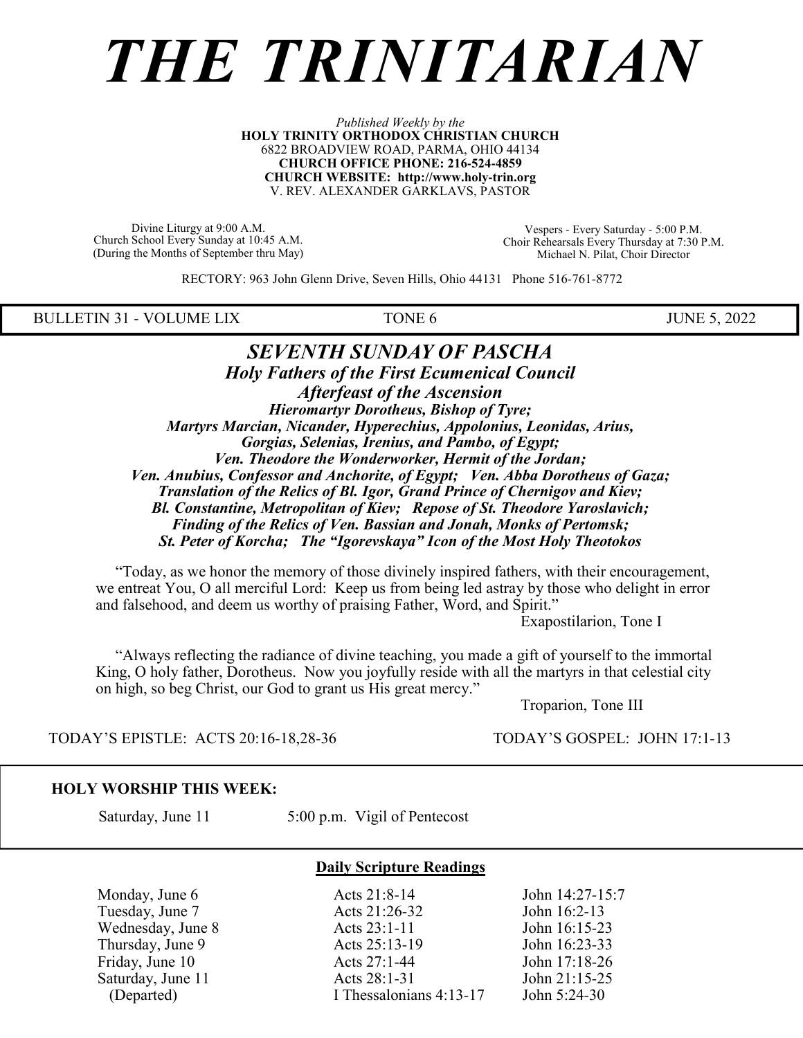# THE TRINITARIAN

*Published Weekly by the*
**HOLY TRINITY ORTHODOX CHRISTIAN CHURCH**
6822 BROADVIEW ROAD, PARMA, OHIO 44134
**CHURCH OFFICE PHONE: 216-524-4859**
**CHURCH WEBSITE: http://www.holy-trin.org**
V. REV. ALEXANDER GARKLAVS, PASTOR

Divine Liturgy at 9:00 A.M.
Church School Every Sunday at 10:45 A.M.
(During the Months of September thru May)

Vespers - Every Saturday - 5:00 P.M.
Choir Rehearsals Every Thursday at 7:30 P.M.
Michael N. Pilat, Choir Director

RECTORY: 963 John Glenn Drive, Seven Hills, Ohio 44131 Phone 516-761-8772

BULLETIN 31 - VOLUME LIX | TONE 6 | JUNE 5, 2022

## *SEVENTH SUNDAY OF PASCHA*

***Holy Fathers of the First Ecumenical Council***
***Afterfeast of the Ascension***
***Hieromartyr Dorotheus, Bishop of Tyre;***
***Martyrs Marcian, Nicander, Hyperechius, Appolonius, Leonidas, Arius, Gorgias, Selenias, Irenius, and Pambo, of Egypt;***
***Ven. Theodore the Wonderworker, Hermit of the Jordan;***
***Ven. Anubius, Confessor and Anchorite, of Egypt; Ven. Abba Dorotheus of Gaza;***
***Translation of the Relics of Bl. Igor, Grand Prince of Chernigov and Kiev;***
***Bl. Constantine, Metropolitan of Kiev; Repose of St. Theodore Yaroslavich;***
***Finding of the Relics of Ven. Bassian and Jonah, Monks of Pertomsk;***
***St. Peter of Korcha; The "Igorevskaya" Icon of the Most Holy Theotokos***

"Today, as we honor the memory of those divinely inspired fathers, with their encouragement, we entreat You, O all merciful Lord: Keep us from being led astray by those who delight in error and falsehood, and deem us worthy of praising Father, Word, and Spirit."

Exapostilarion, Tone I

"Always reflecting the radiance of divine teaching, you made a gift of yourself to the immortal King, O holy father, Dorotheus. Now you joyfully reside with all the martyrs in that celestial city on high, so beg Christ, our God to grant us His great mercy."

Troparion, Tone III

TODAY'S EPISTLE: ACTS 20:16-18,28-36 | TODAY'S GOSPEL: JOHN 17:1-13

**HOLY WORSHIP THIS WEEK:**

Saturday, June 11 — 5:00 p.m. Vigil of Pentecost

**Daily Scripture Readings**

| | | |
|---|---|---|
| Monday, June 6 | Acts 21:8-14 | John 14:27-15:7 |
| Tuesday, June 7 | Acts 21:26-32 | John 16:2-13 |
| Wednesday, June 8 | Acts 23:1-11 | John 16:15-23 |
| Thursday, June 9 | Acts 25:13-19 | John 16:23-33 |
| Friday, June 10 | Acts 27:1-44 | John 17:18-26 |
| Saturday, June 11 | Acts 28:1-31 | John 21:15-25 |
| (Departed) | I Thessalonians 4:13-17 | John 5:24-30 |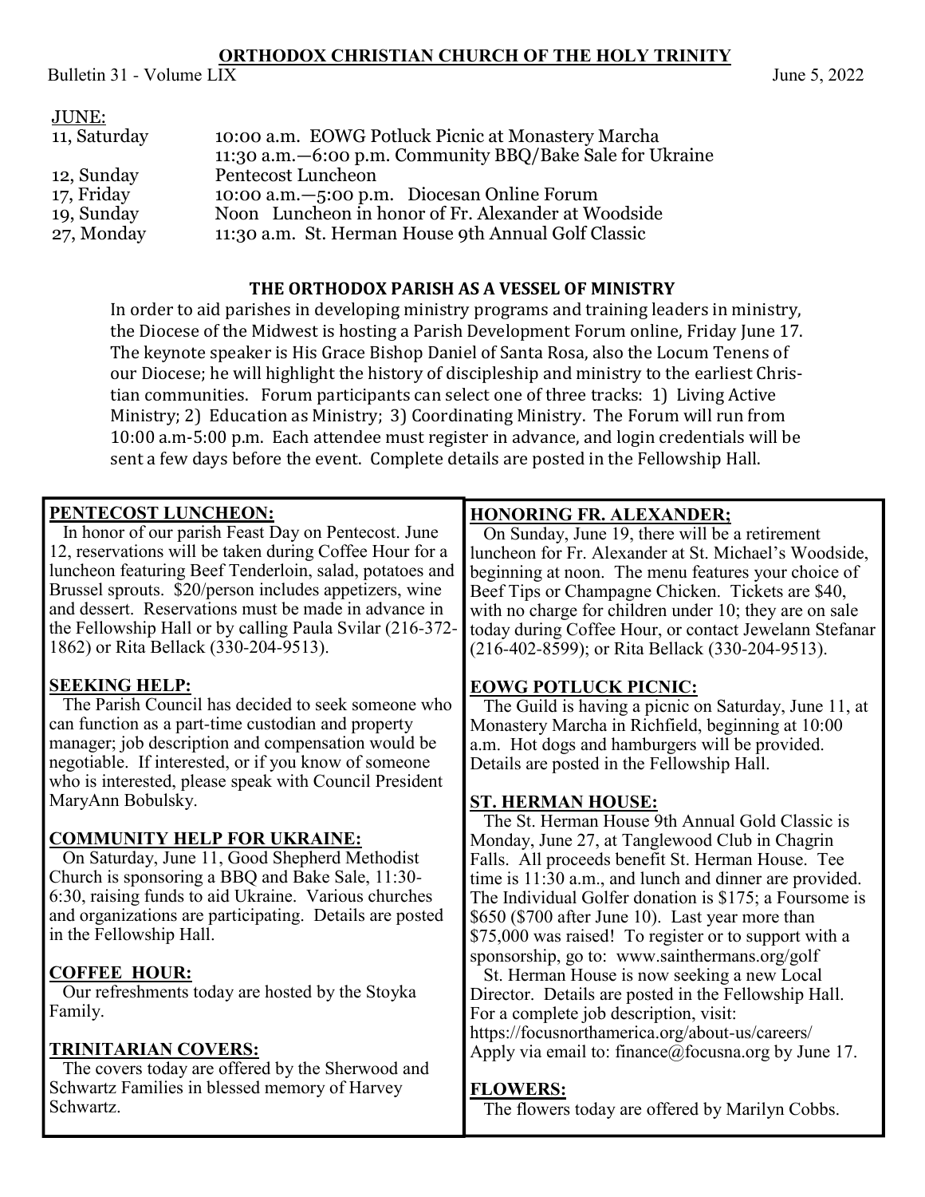**ORTHODOX CHRISTIAN CHURCH OF THE HOLY TRINITY**

Bulletin 31 - Volume LIX June 5, 2022

JUNE:

| | |
|---|---|
| 11, Saturday | 10:00 a.m. EOWG Potluck Picnic at Monastery Marcha |
| | 11:30 a.m.—6:00 p.m. Community BBQ/Bake Sale for Ukraine |
| 12, Sunday | Pentecost Luncheon |
| 17, Friday | 10:00 a.m.—5:00 p.m. Diocesan Online Forum |
| 19, Sunday | Noon Luncheon in honor of Fr. Alexander at Woodside |
| 27, Monday | 11:30 a.m. St. Herman House 9th Annual Golf Classic |

## THE ORTHODOX PARISH AS A VESSEL OF MINISTRY

In order to aid parishes in developing ministry programs and training leaders in ministry, the Diocese of the Midwest is hosting a Parish Development Forum online, Friday June 17. The keynote speaker is His Grace Bishop Daniel of Santa Rosa, also the Locum Tenens of our Diocese; he will highlight the history of discipleship and ministry to the earliest Christian communities. Forum participants can select one of three tracks: 1) Living Active Ministry; 2) Education as Ministry; 3) Coordinating Ministry. The Forum will run from 10:00 a.m-5:00 p.m. Each attendee must register in advance, and login credentials will be sent a few days before the event. Complete details are posted in the Fellowship Hall.

**PENTECOST LUNCHEON:**

In honor of our parish Feast Day on Pentecost. June 12, reservations will be taken during Coffee Hour for a luncheon featuring Beef Tenderloin, salad, potatoes and Brussel sprouts. $20/person includes appetizers, wine and dessert. Reservations must be made in advance in the Fellowship Hall or by calling Paula Svilar (216-372-1862) or Rita Bellack (330-204-9513).

**SEEKING HELP:**

The Parish Council has decided to seek someone who can function as a part-time custodian and property manager; job description and compensation would be negotiable. If interested, or if you know of someone who is interested, please speak with Council President MaryAnn Bobulsky.

**COMMUNITY HELP FOR UKRAINE:**

On Saturday, June 11, Good Shepherd Methodist Church is sponsoring a BBQ and Bake Sale, 11:30-6:30, raising funds to aid Ukraine. Various churches and organizations are participating. Details are posted in the Fellowship Hall.

**COFFEE HOUR:**

Our refreshments today are hosted by the Stoyka Family.

**TRINITARIAN COVERS:**

The covers today are offered by the Sherwood and Schwartz Families in blessed memory of Harvey Schwartz.

**HONORING FR. ALEXANDER;**

On Sunday, June 19, there will be a retirement luncheon for Fr. Alexander at St. Michael's Woodside, beginning at noon. The menu features your choice of Beef Tips or Champagne Chicken. Tickets are $40, with no charge for children under 10; they are on sale today during Coffee Hour, or contact Jewelann Stefanar (216-402-8599); or Rita Bellack (330-204-9513).

**EOWG POTLUCK PICNIC:**

The Guild is having a picnic on Saturday, June 11, at Monastery Marcha in Richfield, beginning at 10:00 a.m. Hot dogs and hamburgers will be provided. Details are posted in the Fellowship Hall.

**ST. HERMAN HOUSE:**

The St. Herman House 9th Annual Gold Classic is Monday, June 27, at Tanglewood Club in Chagrin Falls. All proceeds benefit St. Herman House. Tee time is 11:30 a.m., and lunch and dinner are provided. The Individual Golfer donation is $175; a Foursome is $650 ($700 after June 10). Last year more than $75,000 was raised! To register or to support with a sponsorship, go to: www.sainthermans.org/golf

St. Herman House is now seeking a new Local Director. Details are posted in the Fellowship Hall. For a complete job description, visit: https://focusnorthamerica.org/about-us/careers/ Apply via email to: finance@focusna.org by June 17.

**FLOWERS:**

The flowers today are offered by Marilyn Cobbs.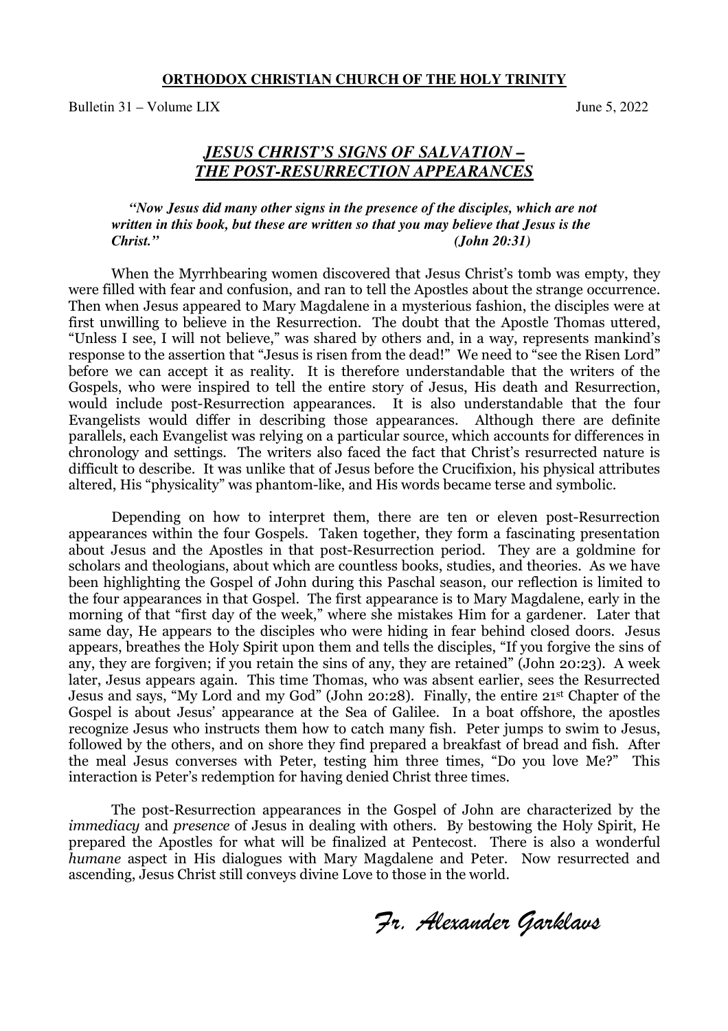**ORTHODOX CHRISTIAN CHURCH OF THE HOLY TRINITY**

Bulletin 31 – Volume LIX June 5, 2022

## *JESUS CHRIST'S SIGNS OF SALVATION – THE POST-RESURRECTION APPEARANCES*

***"Now Jesus did many other signs in the presence of the disciples, which are not written in this book, but these are written so that you may believe that Jesus is the Christ." (John 20:31)***

When the Myrrhbearing women discovered that Jesus Christ's tomb was empty, they were filled with fear and confusion, and ran to tell the Apostles about the strange occurrence. Then when Jesus appeared to Mary Magdalene in a mysterious fashion, the disciples were at first unwilling to believe in the Resurrection. The doubt that the Apostle Thomas uttered, "Unless I see, I will not believe," was shared by others and, in a way, represents mankind's response to the assertion that "Jesus is risen from the dead!" We need to "see the Risen Lord" before we can accept it as reality. It is therefore understandable that the writers of the Gospels, who were inspired to tell the entire story of Jesus, His death and Resurrection, would include post-Resurrection appearances. It is also understandable that the four Evangelists would differ in describing those appearances. Although there are definite parallels, each Evangelist was relying on a particular source, which accounts for differences in chronology and settings. The writers also faced the fact that Christ's resurrected nature is difficult to describe. It was unlike that of Jesus before the Crucifixion, his physical attributes altered, His "physicality" was phantom-like, and His words became terse and symbolic.

Depending on how to interpret them, there are ten or eleven post-Resurrection appearances within the four Gospels. Taken together, they form a fascinating presentation about Jesus and the Apostles in that post-Resurrection period. They are a goldmine for scholars and theologians, about which are countless books, studies, and theories. As we have been highlighting the Gospel of John during this Paschal season, our reflection is limited to the four appearances in that Gospel. The first appearance is to Mary Magdalene, early in the morning of that "first day of the week," where she mistakes Him for a gardener. Later that same day, He appears to the disciples who were hiding in fear behind closed doors. Jesus appears, breathes the Holy Spirit upon them and tells the disciples, "If you forgive the sins of any, they are forgiven; if you retain the sins of any, they are retained" (John 20:23). A week later, Jesus appears again. This time Thomas, who was absent earlier, sees the Resurrected Jesus and says, "My Lord and my God" (John 20:28). Finally, the entire 21st Chapter of the Gospel is about Jesus' appearance at the Sea of Galilee. In a boat offshore, the apostles recognize Jesus who instructs them how to catch many fish. Peter jumps to swim to Jesus, followed by the others, and on shore they find prepared a breakfast of bread and fish. After the meal Jesus converses with Peter, testing him three times, "Do you love Me?" This interaction is Peter's redemption for having denied Christ three times.

The post-Resurrection appearances in the Gospel of John are characterized by the *immediacy* and *presence* of Jesus in dealing with others. By bestowing the Holy Spirit, He prepared the Apostles for what will be finalized at Pentecost. There is also a wonderful *humane* aspect in His dialogues with Mary Magdalene and Peter. Now resurrected and ascending, Jesus Christ still conveys divine Love to those in the world.

*Fr. Alexander Garklavs*